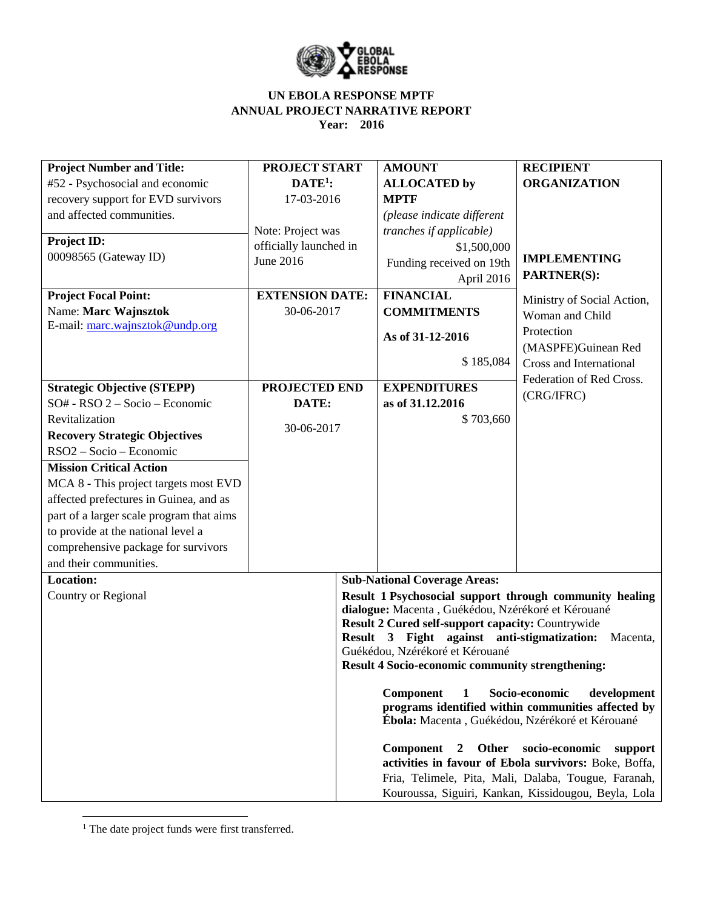# UN EBOLA RESPONSE MPTF
# ANNUAL PROJECT NARRATIVE REPORT
## Year: 2016

| Project Number and Title: | PROJECT START DATE[1]: | AMOUNT ALLOCATED by MPTF | RECIPIENT ORGANIZATION |
|---|---|---|---|
| #52 - Psychosocial and economic recovery support for EVD survivors and affected communities.<br><br>**Project ID:**<br>00098565 (Gateway ID) | 17-03-2016<br><br>Note: Project was officially launched in June 2016 | *(please indicate different tranches if applicable)*<br>$1,500,000<br>Funding received on 19th April 2016 | **IMPLEMENTING PARTNER(S):** |
| **Project Focal Point:**<br>Name: **Marc Wajnsztok**<br>E-mail: marc.wajnsztok@undp.org | **EXTENSION DATE:**<br>30-06-2017 | **FINANCIAL COMMITMENTS**<br><br>**As of 31-12-2016**<br><br>$ 185,084 | Ministry of Social Action, Woman and Child Protection (MASPFE)Guinean Red Cross and International Federation of Red Cross. (CRG/IFRC) |
| **Strategic Objective (STEPP)**<br>SO# - RSO 2 – Socio – Economic Revitalization<br>**Recovery Strategic Objectives**<br>RSO2 – Socio – Economic<br>**Mission Critical Action**<br>MCA 8 - This project targets most EVD affected prefectures in Guinea, and as part of a larger scale program that aims to provide at the national level a comprehensive package for survivors and their communities. | **PROJECTED END DATE:**<br><br>30-06-2017 | **EXPENDITURES as of 31.12.2016**<br>$ 703,660 | |
| **Location:**<br>Country or Regional | **Sub-National Coverage Areas:** | | |

**Sub-National Coverage Areas:**

**Result 1 Psychosocial support through community healing dialogue:** Macenta , Guékédou, Nzérékoré et Kérouané

**Result 2 Cured self-support capacity:** Countrywide

**Result 3 Fight against anti-stigmatization:** Macenta, Guékédou, Nzérékoré et Kérouané

**Result 4 Socio-economic community strengthening:**

- **Component 1 Socio-economic development programs identified within communities affected by Ébola:** Macenta , Guékédou, Nzérékoré et Kérouané

- **Component 2 Other socio-economic support activities in favour of Ebola survivors:** Boke, Boffa, Fria, Telimele, Pita, Mali, Dalaba, Tougue, Faranah, Kouroussa, Siguiri, Kankan, Kissidougou, Beyla, Lola

[1] The date project funds were first transferred.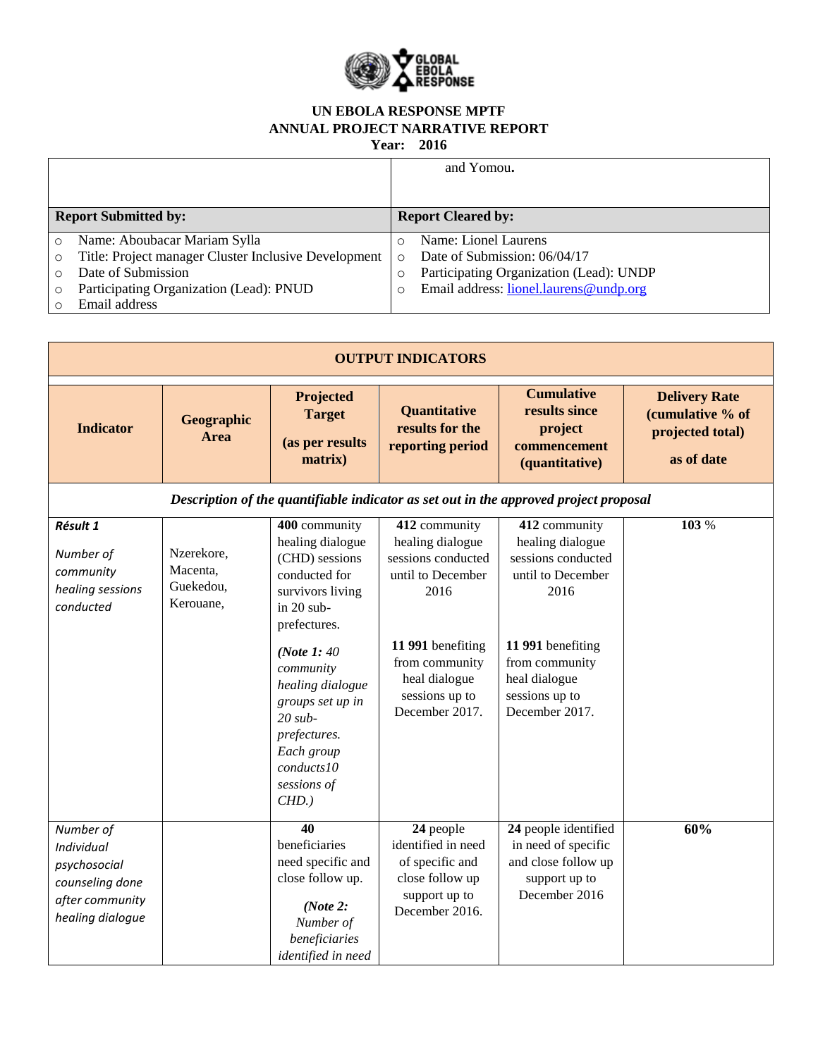**UN EBOLA RESPONSE MPTF**
**ANNUAL PROJECT NARRATIVE REPORT**
**Year: 2016**

| | and Yomou. |
|---|---|
| **Report Submitted by:** | **Report Cleared by:** |
| ○ Name: Aboubacar Mariam Sylla<br>○ Title: Project manager Cluster Inclusive Development<br>○ Date of Submission<br>○ Participating Organization (Lead): PNUD<br>○ Email address | ○ Name: Lionel Laurens<br>○ Date of Submission: 06/04/17<br>○ Participating Organization (Lead): UNDP<br>○ Email address: [lionel.laurens@undp.org](mailto:lionel.laurens@undp.org) |

| **OUTPUT INDICATORS** | | | | | |
|---|---|---|---|---|---|
| **Indicator** | **Geographic Area** | **Projected Target** (as per results matrix) | **Quantitative results for the reporting period** | **Cumulative results since project commencement (quantitative)** | **Delivery Rate (cumulative % of projected total) as of date** |
| ***Description of the quantifiable indicator as set out in the approved project proposal*** | | | | | |
| ***Résult 1*** *Number of community healing sessions conducted* | Nzerekore, Macenta, Guekedou, Kerouane, | **400** community healing dialogue (CHD) sessions conducted for survivors living in 20 sub-prefectures. ***(Note 1:*** *40 community healing dialogue groups set up in 20 sub-prefectures. Each group conducts10 sessions of CHD.)* | **412** community healing dialogue sessions conducted until to December 2016<br><br>**11 991** benefiting from community heal dialogue sessions up to December 2017. | **412** community healing dialogue sessions conducted until to December 2016<br><br>**11 991** benefiting from community heal dialogue sessions up to December 2017. | **103** % |
| *Number of Individual psychosocial counseling done after community healing dialogue* | | **40** beneficiaries need specific and close follow up. ***(Note 2:*** *Number of beneficiaries identified in need* | **24** people identified in need of specific and close follow up support up to December 2016. | **24** people identified in need of specific and close follow up support up to December 2016 | **60%** |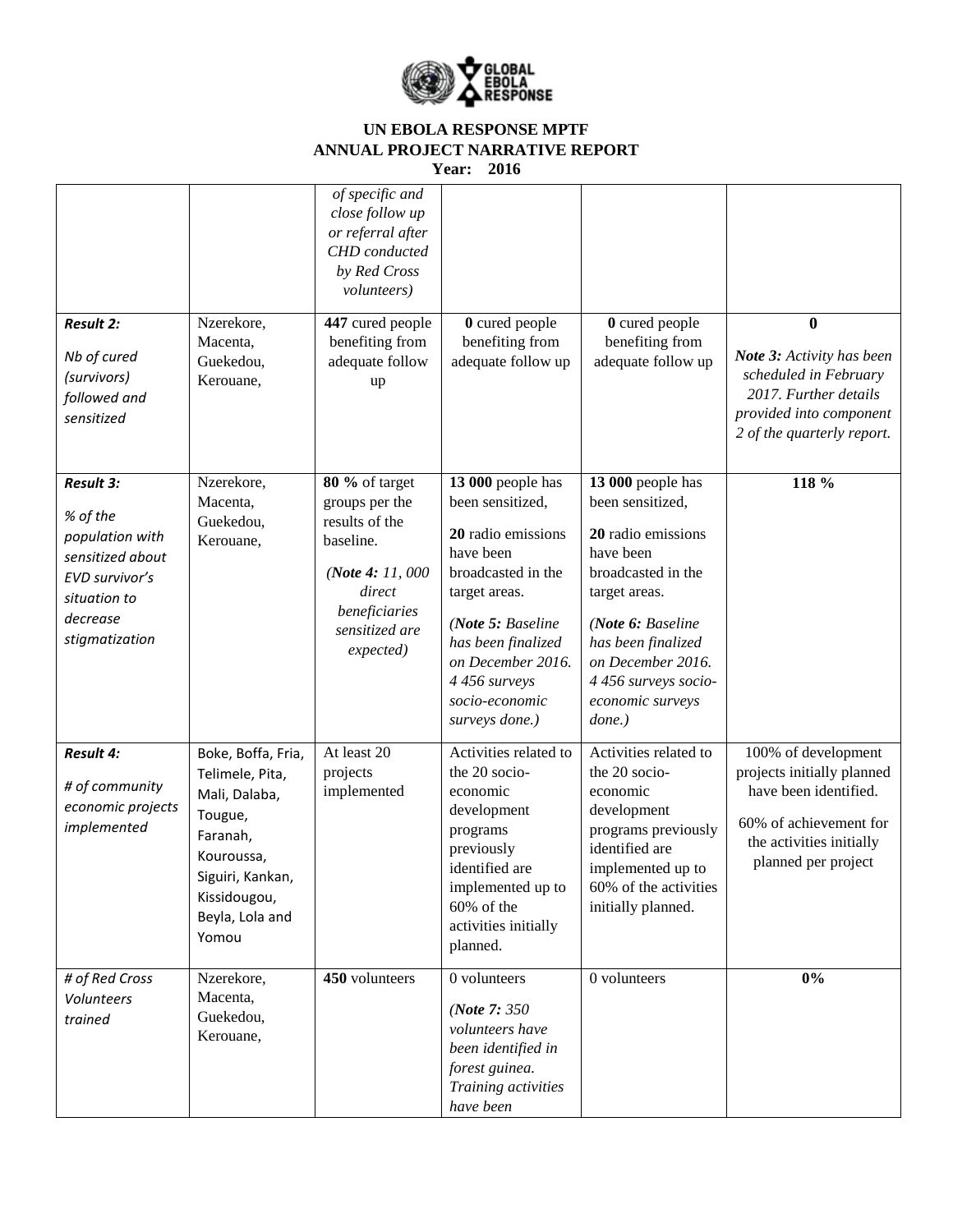| | | *of specific and close follow up or referral after CHD conducted by Red Cross volunteers)* | | | |
|---|---|---|---|---|---|
| ***Result 2:*** *Nb of cured (survivors) followed and sensitized* | Nzerekore, Macenta, Guekedou, Kerouane, | **447** cured people benefiting from adequate follow up | **0** cured people benefiting from adequate follow up | **0** cured people benefiting from adequate follow up | **0** ***Note 3:*** *Activity has been scheduled in February 2017. Further details provided into component 2 of the quarterly report.* |
| ***Result 3:*** *% of the population with sensitized about EVD survivor's situation to decrease stigmatization* | Nzerekore, Macenta, Guekedou, Kerouane, | **80 %** of target groups per the results of the baseline. *(**Note 4:** 11, 000 direct beneficiaries sensitized are expected)* | **13 000** people has been sensitized, **20** radio emissions have been broadcasted in the target areas. *(**Note 5:** Baseline has been finalized on December 2016. 4 456 surveys socio-economic surveys done.)* | **13 000** people has been sensitized, **20** radio emissions have been broadcasted in the target areas. *(**Note 6:** Baseline has been finalized on December 2016. 4 456 surveys socio-economic surveys done.)* | **118 %** |
| ***Result 4:*** *# of community economic projects implemented* | Boke, Boffa, Fria, Telimele, Pita, Mali, Dalaba, Tougue, Faranah, Kouroussa, Siguiri, Kankan, Kissidougou, Beyla, Lola and Yomou | At least 20 projects implemented | Activities related to the 20 socio-economic development programs previously identified are implemented up to 60% of the activities initially planned. | Activities related to the 20 socio-economic development programs previously identified are implemented up to 60% of the activities initially planned. | 100% of development projects initially planned have been identified. 60% of achievement for the activities initially planned per project |
| *# of Red Cross Volunteers trained* | Nzerekore, Macenta, Guekedou, Kerouane, | **450** volunteers | 0 volunteers *(**Note 7:** 350 volunteers have been identified in forest guinea. Training activities have been* | 0 volunteers | **0%** |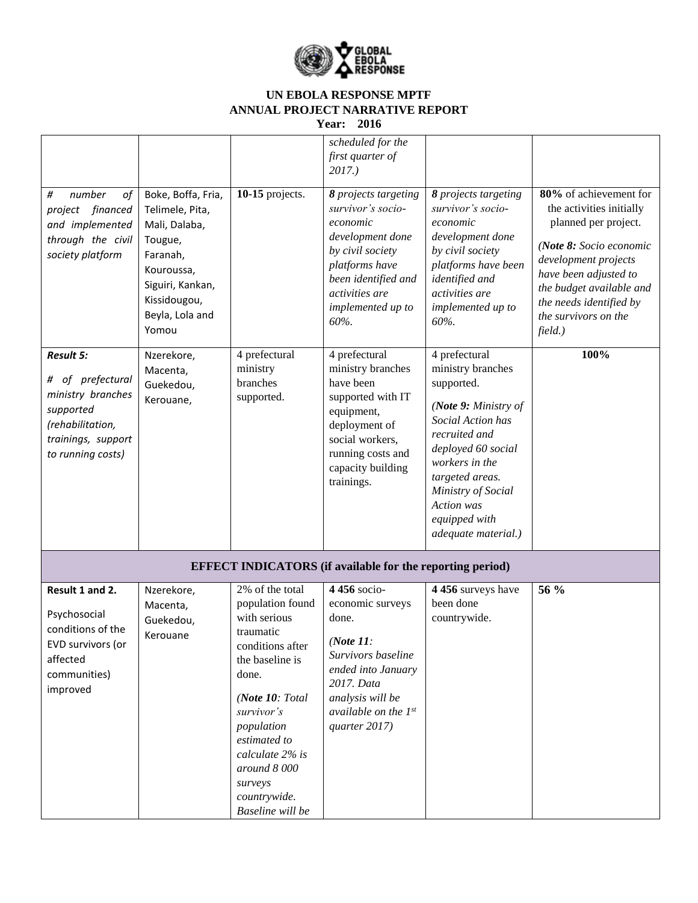# UN EBOLA RESPONSE MPTF
## ANNUAL PROJECT NARRATIVE REPORT
**Year: 2016**

| | | | | | |
|---|---|---|---|---|---|
| | | | *scheduled for the first quarter of 2017.)* | | |
| *# number of project financed and implemented through the civil society platform* | Boke, Boffa, Fria, Telimele, Pita, Mali, Dalaba, Tougue, Faranah, Kouroussa, Siguiri, Kankan, Kissidougou, Beyla, Lola and Yomou | **10-15** projects. | ***8** projects targeting survivor's socio-economic development done by civil society platforms have been identified and activities are implemented up to 60%.* | ***8** projects targeting survivor's socio-economic development done by civil society platforms have been identified and activities are implemented up to 60%.* | **80%** of achievement for the activities initially planned per project. *(**Note 8:** Socio economic development projects have been adjusted to the budget available and the needs identified by the survivors on the field.)* |
| ***Result 5:*** *# of prefectural ministry branches supported (rehabilitation, trainings, support to running costs)* | Nzerekore, Macenta, Guekedou, Kerouane, | 4 prefectural ministry branches supported. | 4 prefectural ministry branches have been supported with IT equipment, deployment of social workers, running costs and capacity building trainings. | 4 prefectural ministry branches supported. *(**Note 9:** Ministry of Social Action has recruited and deployed 60 social workers in the targeted areas. Ministry of Social Action was equipped with adequate material.)* | **100%** |
| **EFFECT INDICATORS (if available for the reporting period)** | | | | | |
| **Result 1 and 2.** Psychosocial conditions of the EVD survivors (or affected communities) improved | Nzerekore, Macenta, Guekedou, Kerouane | 2% of the total population found with serious traumatic conditions after the baseline is done. *(**Note 10**: Total survivor's population estimated to calculate 2% is around 8 000 surveys countrywide. Baseline will be* | **4 456** socio-economic surveys done. *(**Note 11**: Survivors baseline ended into January 2017. Data analysis will be available on the 1st quarter 2017)* | **4 456** surveys have been done countrywide. | **56 %** |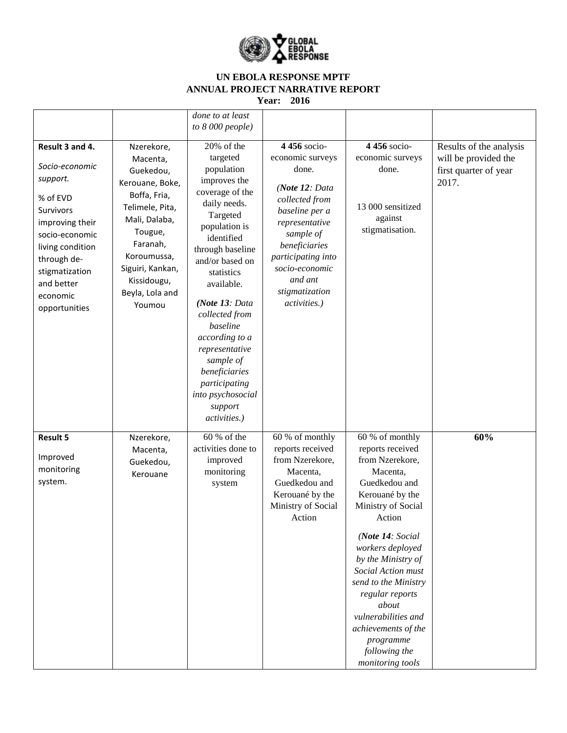**UN EBOLA RESPONSE MPTF**
**ANNUAL PROJECT NARRATIVE REPORT**
**Year: 2016**

| | | | | | |
|---|---|---|---|---|---|
| | | *done to at least to 8 000 people)* | | | |
| **Result 3 and 4.** *Socio-economic support.* % of EVD Survivors improving their socio-economic living condition through de-stigmatization and better economic opportunities | Nzerekore, Macenta, Guekedou, Kerouane, Boke, Boffa, Fria, Telimele, Pita, Mali, Dalaba, Tougue, Faranah, Koroumussa, Siguiri, Kankan, Kissidougu, Beyla, Lola and Youmou | 20% of the targeted population improves the coverage of the daily needs. Targeted population is identified through baseline and/or based on statistics available. *(**Note 13**: Data collected from baseline according to a representative sample of beneficiaries participating into psychosocial support activities.)* | **4 456** socio-economic surveys done. *(**Note 12**: Data collected from baseline per a representative sample of beneficiaries participating into socio-economic and ant stigmatization activities.)* | **4 456** socio-economic surveys done. 13 000 sensitized against stigmatisation. | Results of the analysis will be provided the first quarter of year 2017. |
| **Result 5** Improved monitoring system. | Nzerekore, Macenta, Guekedou, Kerouane | 60 % of the activities done to improved monitoring system | 60 % of monthly reports received from Nzerekore, Macenta, Guedkedou and Kerouané by the Ministry of Social Action | 60 % of monthly reports received from Nzerekore, Macenta, Guedkedou and Kerouané by the Ministry of Social Action *(**Note 14**: Social workers deployed by the Ministry of Social Action must send to the Ministry regular reports about vulnerabilities and achievements of the programme following the monitoring tools* | **60%** |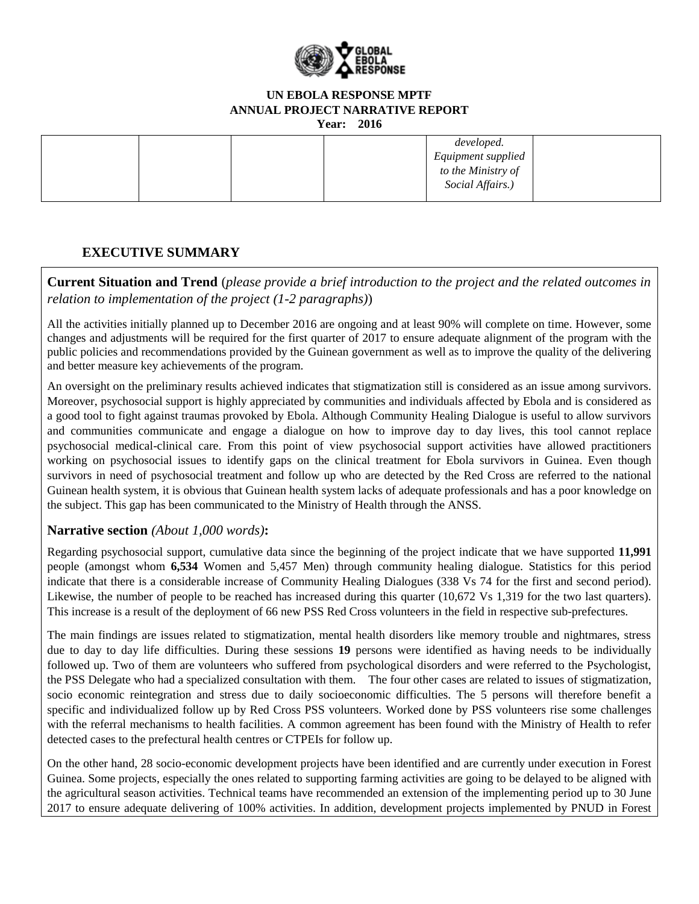| | | | | *developed. Equipment supplied to the Ministry of Social Affairs.)* | |
|---|---|---|---|---|---|

## EXECUTIVE SUMMARY

**Current Situation and Trend** (*please provide a brief introduction to the project and the related outcomes in relation to implementation of the project (1-2 paragraphs)*)

All the activities initially planned up to December 2016 are ongoing and at least 90% will complete on time. However, some changes and adjustments will be required for the first quarter of 2017 to ensure adequate alignment of the program with the public policies and recommendations provided by the Guinean government as well as to improve the quality of the delivering and better measure key achievements of the program.

An oversight on the preliminary results achieved indicates that stigmatization still is considered as an issue among survivors. Moreover, psychosocial support is highly appreciated by communities and individuals affected by Ebola and is considered as a good tool to fight against traumas provoked by Ebola. Although Community Healing Dialogue is useful to allow survivors and communities communicate and engage a dialogue on how to improve day to day lives, this tool cannot replace psychosocial medical-clinical care. From this point of view psychosocial support activities have allowed practitioners working on psychosocial issues to identify gaps on the clinical treatment for Ebola survivors in Guinea. Even though survivors in need of psychosocial treatment and follow up who are detected by the Red Cross are referred to the national Guinean health system, it is obvious that Guinean health system lacks of adequate professionals and has a poor knowledge on the subject. This gap has been communicated to the Ministry of Health through the ANSS.

**Narrative section** *(About 1,000 words)***:**

Regarding psychosocial support, cumulative data since the beginning of the project indicate that we have supported **11,991** people (amongst whom **6,534** Women and 5,457 Men) through community healing dialogue. Statistics for this period indicate that there is a considerable increase of Community Healing Dialogues (338 Vs 74 for the first and second period). Likewise, the number of people to be reached has increased during this quarter (10,672 Vs 1,319 for the two last quarters). This increase is a result of the deployment of 66 new PSS Red Cross volunteers in the field in respective sub-prefectures.

The main findings are issues related to stigmatization, mental health disorders like memory trouble and nightmares, stress due to day to day life difficulties. During these sessions **19** persons were identified as having needs to be individually followed up. Two of them are volunteers who suffered from psychological disorders and were referred to the Psychologist, the PSS Delegate who had a specialized consultation with them. The four other cases are related to issues of stigmatization, socio economic reintegration and stress due to daily socioeconomic difficulties. The 5 persons will therefore benefit a specific and individualized follow up by Red Cross PSS volunteers. Worked done by PSS volunteers rise some challenges with the referral mechanisms to health facilities. A common agreement has been found with the Ministry of Health to refer detected cases to the prefectural health centres or CTPEIs for follow up.

On the other hand, 28 socio-economic development projects have been identified and are currently under execution in Forest Guinea. Some projects, especially the ones related to supporting farming activities are going to be delayed to be aligned with the agricultural season activities. Technical teams have recommended an extension of the implementing period up to 30 June 2017 to ensure adequate delivering of 100% activities. In addition, development projects implemented by PNUD in Forest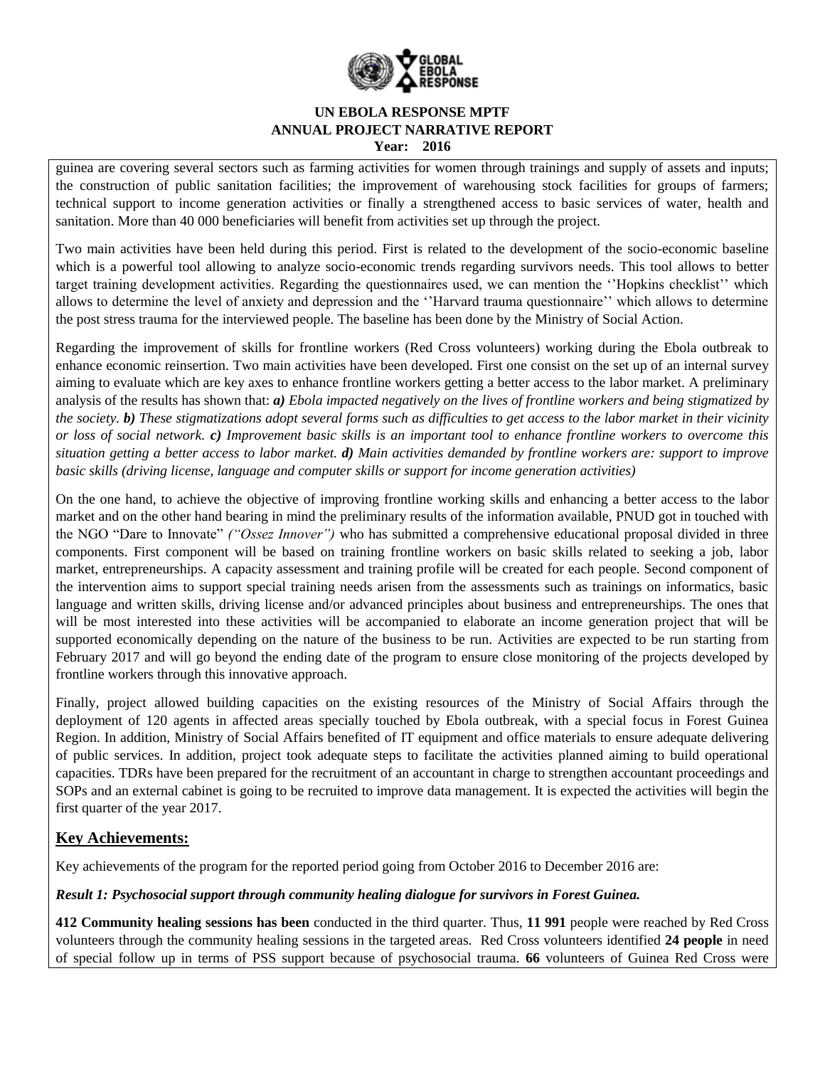guinea are covering several sectors such as farming activities for women through trainings and supply of assets and inputs; the construction of public sanitation facilities; the improvement of warehousing stock facilities for groups of farmers; technical support to income generation activities or finally a strengthened access to basic services of water, health and sanitation. More than 40 000 beneficiaries will benefit from activities set up through the project.

Two main activities have been held during this period. First is related to the development of the socio-economic baseline which is a powerful tool allowing to analyze socio-economic trends regarding survivors needs. This tool allows to better target training development activities. Regarding the questionnaires used, we can mention the ''Hopkins checklist'' which allows to determine the level of anxiety and depression and the ''Harvard trauma questionnaire'' which allows to determine the post stress trauma for the interviewed people. The baseline has been done by the Ministry of Social Action.

Regarding the improvement of skills for frontline workers (Red Cross volunteers) working during the Ebola outbreak to enhance economic reinsertion. Two main activities have been developed. First one consist on the set up of an internal survey aiming to evaluate which are key axes to enhance frontline workers getting a better access to the labor market. A preliminary analysis of the results has shown that: ***a)*** *Ebola impacted negatively on the lives of frontline workers and being stigmatized by the society.* ***b)*** *These stigmatizations adopt several forms such as difficulties to get access to the labor market in their vicinity or loss of social network.* ***c)*** *Improvement basic skills is an important tool to enhance frontline workers to overcome this situation getting a better access to labor market.* ***d)*** *Main activities demanded by frontline workers are: support to improve basic skills (driving license, language and computer skills or support for income generation activities)*

On the one hand, to achieve the objective of improving frontline working skills and enhancing a better access to the labor market and on the other hand bearing in mind the preliminary results of the information available, PNUD got in touched with the NGO "Dare to Innovate" *("Ossez Innover")* who has submitted a comprehensive educational proposal divided in three components. First component will be based on training frontline workers on basic skills related to seeking a job, labor market, entrepreneurships. A capacity assessment and training profile will be created for each people. Second component of the intervention aims to support special training needs arisen from the assessments such as trainings on informatics, basic language and written skills, driving license and/or advanced principles about business and entrepreneurships. The ones that will be most interested into these activities will be accompanied to elaborate an income generation project that will be supported economically depending on the nature of the business to be run. Activities are expected to be run starting from February 2017 and will go beyond the ending date of the program to ensure close monitoring of the projects developed by frontline workers through this innovative approach.

Finally, project allowed building capacities on the existing resources of the Ministry of Social Affairs through the deployment of 120 agents in affected areas specially touched by Ebola outbreak, with a special focus in Forest Guinea Region. In addition, Ministry of Social Affairs benefited of IT equipment and office materials to ensure adequate delivering of public services. In addition, project took adequate steps to facilitate the activities planned aiming to build operational capacities. TDRs have been prepared for the recruitment of an accountant in charge to strengthen accountant proceedings and SOPs and an external cabinet is going to be recruited to improve data management. It is expected the activities will begin the first quarter of the year 2017.

## Key Achievements:

Key achievements of the program for the reported period going from October 2016 to December 2016 are:

***Result 1: Psychosocial support through community healing dialogue for survivors in Forest Guinea.***

**412 Community healing sessions has been** conducted in the third quarter. Thus, **11 991** people were reached by Red Cross volunteers through the community healing sessions in the targeted areas. Red Cross volunteers identified **24 people** in need of special follow up in terms of PSS support because of psychosocial trauma. **66** volunteers of Guinea Red Cross were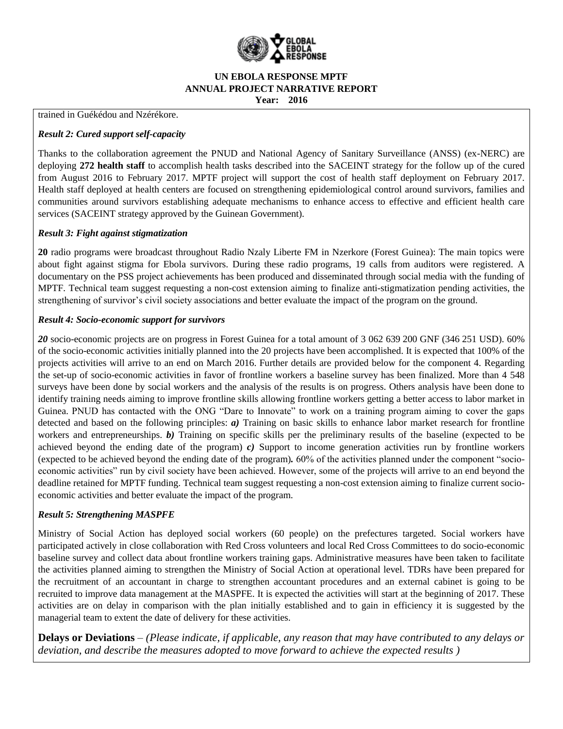trained in Guékédou and Nzérékore.

***Result 2: Cured support self-capacity***

Thanks to the collaboration agreement the PNUD and National Agency of Sanitary Surveillance (ANSS) (ex-NERC) are deploying **272 health staff** to accomplish health tasks described into the SACEINT strategy for the follow up of the cured from August 2016 to February 2017. MPTF project will support the cost of health staff deployment on February 2017. Health staff deployed at health centers are focused on strengthening epidemiological control around survivors, families and communities around survivors establishing adequate mechanisms to enhance access to effective and efficient health care services (SACEINT strategy approved by the Guinean Government).

***Result 3: Fight against stigmatization***

**20** radio programs were broadcast throughout Radio Nzaly Liberte FM in Nzerkore (Forest Guinea): The main topics were about fight against stigma for Ebola survivors. During these radio programs, 19 calls from auditors were registered. A documentary on the PSS project achievements has been produced and disseminated through social media with the funding of MPTF. Technical team suggest requesting a non-cost extension aiming to finalize anti-stigmatization pending activities, the strengthening of survivor's civil society associations and better evaluate the impact of the program on the ground.

***Result 4: Socio-economic support for survivors***

***20*** socio-economic projects are on progress in Forest Guinea for a total amount of 3 062 639 200 GNF (346 251 USD). 60% of the socio-economic activities initially planned into the 20 projects have been accomplished. It is expected that 100% of the projects activities will arrive to an end on March 2016. Further details are provided below for the component 4. Regarding the set-up of socio-economic activities in favor of frontline workers a baseline survey has been finalized. More than 4 548 surveys have been done by social workers and the analysis of the results is on progress. Others analysis have been done to identify training needs aiming to improve frontline skills allowing frontline workers getting a better access to labor market in Guinea. PNUD has contacted with the ONG "Dare to Innovate" to work on a training program aiming to cover the gaps detected and based on the following principles: ***a)*** Training on basic skills to enhance labor market research for frontline workers and entrepreneurships. ***b)*** Training on specific skills per the preliminary results of the baseline (expected to be achieved beyond the ending date of the program) ***c)*** Support to income generation activities run by frontline workers (expected to be achieved beyond the ending date of the program)**.** 60% of the activities planned under the component "socio-economic activities" run by civil society have been achieved. However, some of the projects will arrive to an end beyond the deadline retained for MPTF funding. Technical team suggest requesting a non-cost extension aiming to finalize current socio-economic activities and better evaluate the impact of the program.

***Result 5: Strengthening MASPFE***

Ministry of Social Action has deployed social workers (60 people) on the prefectures targeted. Social workers have participated actively in close collaboration with Red Cross volunteers and local Red Cross Committees to do socio-economic baseline survey and collect data about frontline workers training gaps. Administrative measures have been taken to facilitate the activities planned aiming to strengthen the Ministry of Social Action at operational level. TDRs have been prepared for the recruitment of an accountant in charge to strengthen accountant procedures and an external cabinet is going to be recruited to improve data management at the MASPFE. It is expected the activities will start at the beginning of 2017. These activities are on delay in comparison with the plan initially established and to gain in efficiency it is suggested by the managerial team to extent the date of delivery for these activities.

**Delays or Deviations** – *(Please indicate, if applicable, any reason that may have contributed to any delays or deviation, and describe the measures adopted to move forward to achieve the expected results )*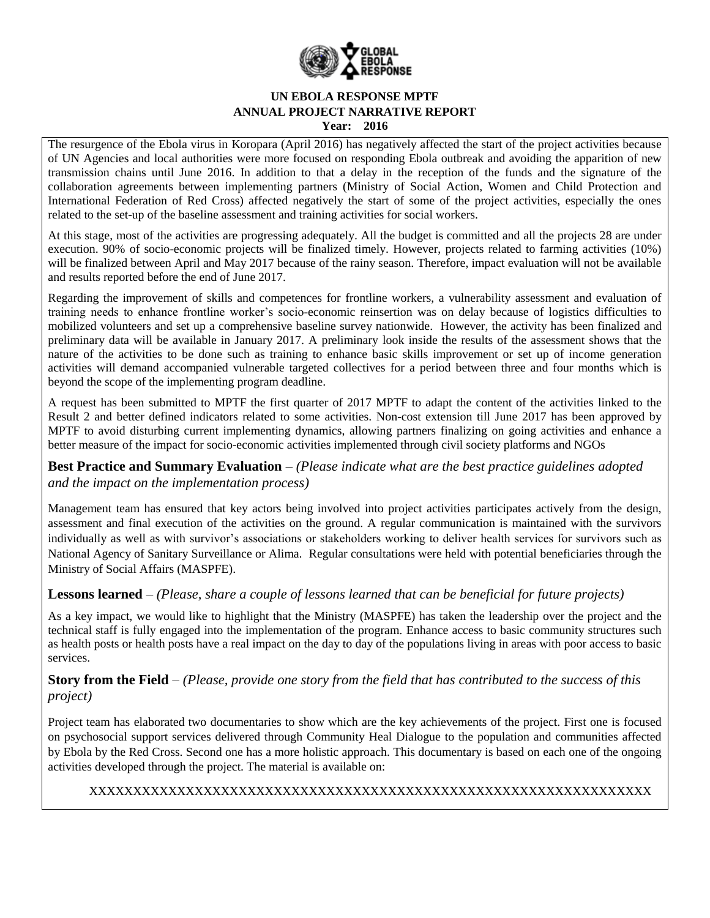**UN EBOLA RESPONSE MPTF**
**ANNUAL PROJECT NARRATIVE REPORT**
**Year: 2016**

The resurgence of the Ebola virus in Koropara (April 2016) has negatively affected the start of the project activities because of UN Agencies and local authorities were more focused on responding Ebola outbreak and avoiding the apparition of new transmission chains until June 2016. In addition to that a delay in the reception of the funds and the signature of the collaboration agreements between implementing partners (Ministry of Social Action, Women and Child Protection and International Federation of Red Cross) affected negatively the start of some of the project activities, especially the ones related to the set-up of the baseline assessment and training activities for social workers.

At this stage, most of the activities are progressing adequately. All the budget is committed and all the projects 28 are under execution. 90% of socio-economic projects will be finalized timely. However, projects related to farming activities (10%) will be finalized between April and May 2017 because of the rainy season. Therefore, impact evaluation will not be available and results reported before the end of June 2017.

Regarding the improvement of skills and competences for frontline workers, a vulnerability assessment and evaluation of training needs to enhance frontline worker's socio-economic reinsertion was on delay because of logistics difficulties to mobilized volunteers and set up a comprehensive baseline survey nationwide. However, the activity has been finalized and preliminary data will be available in January 2017. A preliminary look inside the results of the assessment shows that the nature of the activities to be done such as training to enhance basic skills improvement or set up of income generation activities will demand accompanied vulnerable targeted collectives for a period between three and four months which is beyond the scope of the implementing program deadline.

A request has been submitted to MPTF the first quarter of 2017 MPTF to adapt the content of the activities linked to the Result 2 and better defined indicators related to some activities. Non-cost extension till June 2017 has been approved by MPTF to avoid disturbing current implementing dynamics, allowing partners finalizing on going activities and enhance a better measure of the impact for socio-economic activities implemented through civil society platforms and NGOs

## **Best Practice and Summary Evaluation** – *(Please indicate what are the best practice guidelines adopted and the impact on the implementation process)*

Management team has ensured that key actors being involved into project activities participates actively from the design, assessment and final execution of the activities on the ground. A regular communication is maintained with the survivors individually as well as with survivor's associations or stakeholders working to deliver health services for survivors such as National Agency of Sanitary Surveillance or Alima. Regular consultations were held with potential beneficiaries through the Ministry of Social Affairs (MASPFE).

## **Lessons learned** – *(Please, share a couple of lessons learned that can be beneficial for future projects)*

As a key impact, we would like to highlight that the Ministry (MASPFE) has taken the leadership over the project and the technical staff is fully engaged into the implementation of the program. Enhance access to basic community structures such as health posts or health posts have a real impact on the day to day of the populations living in areas with poor access to basic services.

## **Story from the Field** – *(Please, provide one story from the field that has contributed to the success of this project)*

Project team has elaborated two documentaries to show which are the key achievements of the project. First one is focused on psychosocial support services delivered through Community Heal Dialogue to the population and communities affected by Ebola by the Red Cross. Second one has a more holistic approach. This documentary is based on each one of the ongoing activities developed through the project. The material is available on:

XXXXXXXXXXXXXXXXXXXXXXXXXXXXXXXXXXXXXXXXXXXXXXXXXXXXXXXXXXXXXXX